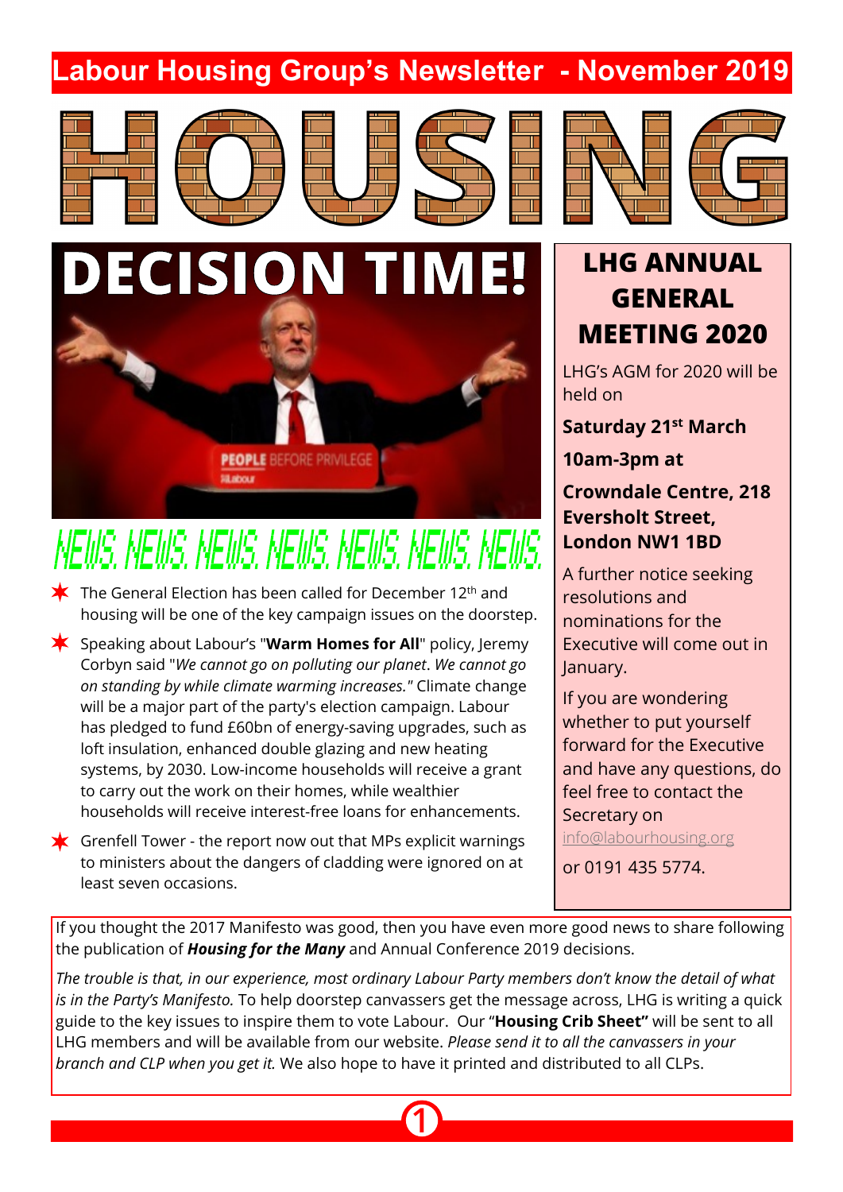# Labour Housing Group's Newsletter - November 2019

# HOUSING

## DECISION TIME!

PEOPLE BEFORE PRIVILEGE

Labour

## NEWS. NEWS. NEWS. NEWS. NEWS. NEWS. NEWS.

- The General Election has been called for December 12th and housing will be one of the key campaign issues on the doorstep.
- Speaking about Labour's "**Warm Homes for All**" policy, Jeremy Corbyn said "*We cannot go on polluting our planet*. *We cannot go on standing by while climate warming increases."* Climate change will be a major part of the party's election campaign. Labour has pledged to fund £60bn of energy-saving upgrades, such as loft insulation, enhanced double glazing and new heating systems, by 2030. Low-income households will receive a grant to carry out the work on their homes, while wealthier households will receive interest-free loans for enhancements.
- Grenfell Tower - the report now out that MPs explicit warnings to ministers about the dangers of cladding were ignored on at least seven occasions.

## LHG ANNUAL GENERAL MEETING 2020

LHG's AGM for 2020 will be held on

**Saturday 21st March**

**10am-3pm at**

**Crowndale Centre, 218 Eversholt Street, London NW1 1BD**

A further notice seeking resolutions and nominations for the Executive will come out in January.

If you are wondering whether to put yourself forward for the Executive and have any questions, do feel free to contact the Secretary on info@labourhousing.org

or 0191 435 5774.

If you thought the 2017 Manifesto was good, then you have even more good news to share following the publication of ***Housing for the Many*** and Annual Conference 2019 decisions.

*The trouble is that, in our experience, most ordinary Labour Party members don't know the detail of what is in the Party's Manifesto.* To help doorstep canvassers get the message across, LHG is writing a quick guide to the key issues to inspire them to vote Labour. Our "**Housing Crib Sheet"** will be sent to all LHG members and will be available from our website. *Please send it to all the canvassers in your branch and CLP when you get it.* We also hope to have it printed and distributed to all CLPs.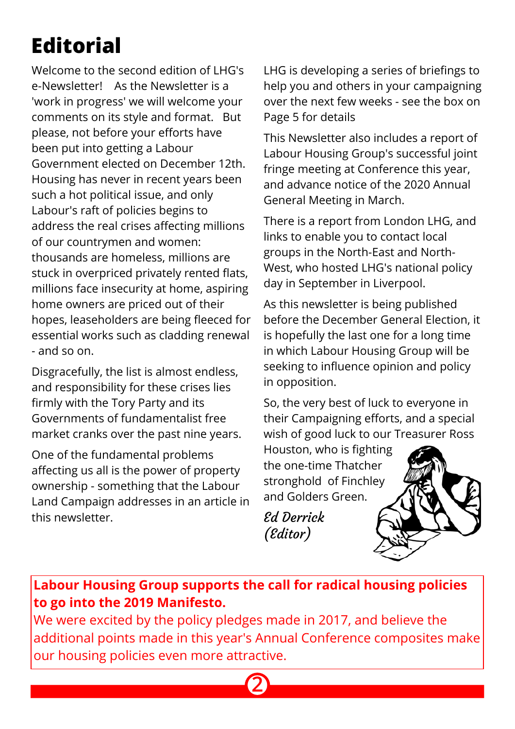# Editorial

Welcome to the second edition of LHG's e-Newsletter! As the Newsletter is a 'work in progress' we will welcome your comments on its style and format. But please, not before your efforts have been put into getting a Labour Government elected on December 12th. Housing has never in recent years been such a hot political issue, and only Labour's raft of policies begins to address the real crises affecting millions of our countrymen and women: thousands are homeless, millions are stuck in overpriced privately rented flats, millions face insecurity at home, aspiring home owners are priced out of their hopes, leaseholders are being fleeced for essential works such as cladding renewal - and so on.

Disgracefully, the list is almost endless, and responsibility for these crises lies firmly with the Tory Party and its Governments of fundamentalist free market cranks over the past nine years.

One of the fundamental problems affecting us all is the power of property ownership - something that the Labour Land Campaign addresses in an article in this newsletter.

LHG is developing a series of briefings to help you and others in your campaigning over the next few weeks - see the box on Page 5 for details

This Newsletter also includes a report of Labour Housing Group's successful joint fringe meeting at Conference this year, and advance notice of the 2020 Annual General Meeting in March.

There is a report from London LHG, and links to enable you to contact local groups in the North-East and North-West, who hosted LHG's national policy day in September in Liverpool.

As this newsletter is being published before the December General Election, it is hopefully the last one for a long time in which Labour Housing Group will be seeking to influence opinion and policy in opposition.

So, the very best of luck to everyone in their Campaigning efforts, and a special wish of good luck to our Treasurer Ross Houston, who is fighting the one-time Thatcher stronghold of Finchley and Golders Green.

*Ed Derrick*
*(Editor)*

**Labour Housing Group supports the call for radical housing policies to go into the 2019 Manifesto.**
We were excited by the policy pledges made in 2017, and believe the additional points made in this year's Annual Conference composites make our housing policies even more attractive.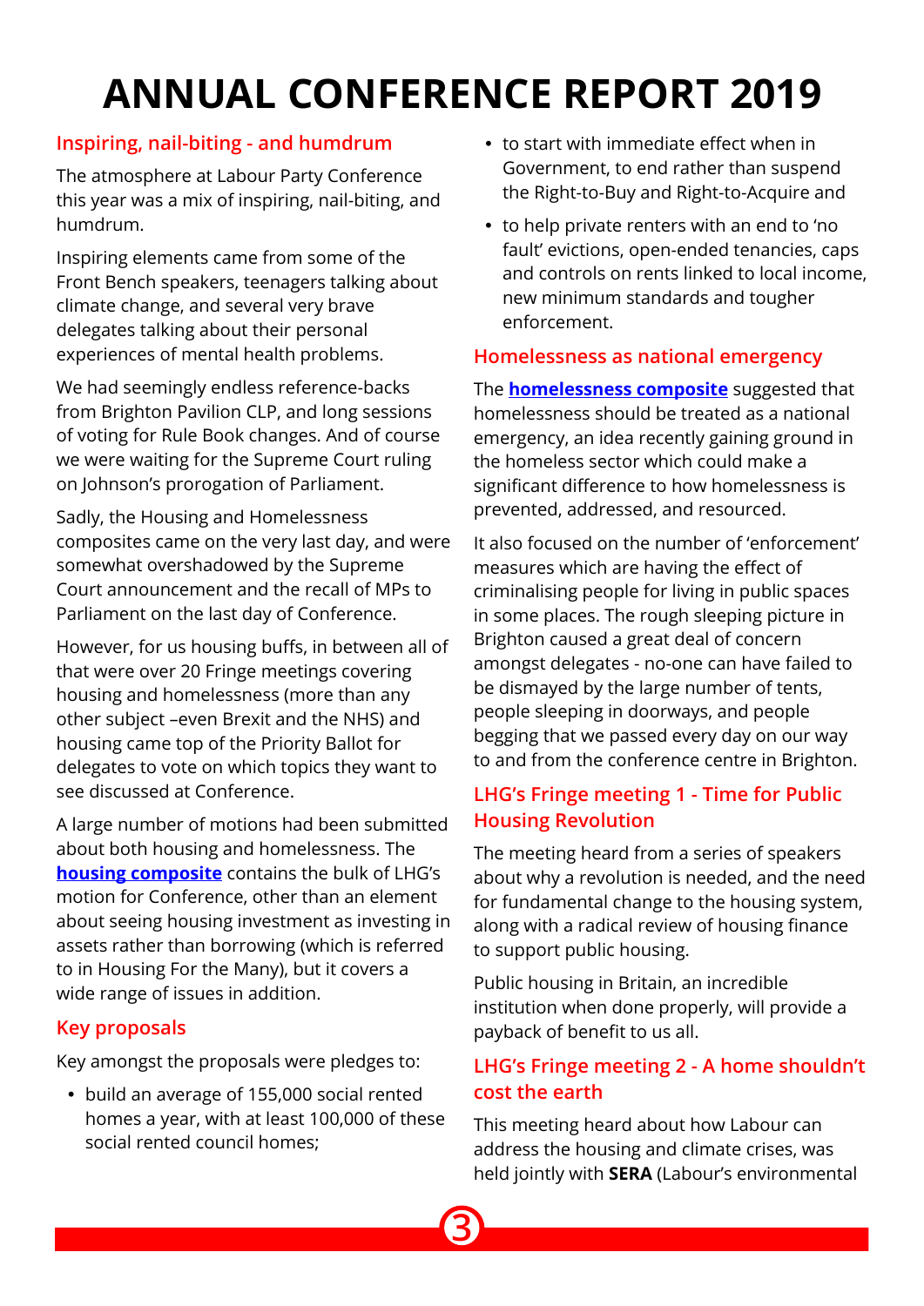# ANNUAL CONFERENCE REPORT 2019

## Inspiring, nail-biting - and humdrum

The atmosphere at Labour Party Conference this year was a mix of inspiring, nail-biting, and humdrum.

Inspiring elements came from some of the Front Bench speakers, teenagers talking about climate change, and several very brave delegates talking about their personal experiences of mental health problems.

We had seemingly endless reference-backs from Brighton Pavilion CLP, and long sessions of voting for Rule Book changes. And of course we were waiting for the Supreme Court ruling on Johnson's prorogation of Parliament.

Sadly, the Housing and Homelessness composites came on the very last day, and were somewhat overshadowed by the Supreme Court announcement and the recall of MPs to Parliament on the last day of Conference.

However, for us housing buffs, in between all of that were over 20 Fringe meetings covering housing and homelessness (more than any other subject –even Brexit and the NHS) and housing came top of the Priority Ballot for delegates to vote on which topics they want to see discussed at Conference.

A large number of motions had been submitted about both housing and homelessness. The **housing composite** contains the bulk of LHG's motion for Conference, other than an element about seeing housing investment as investing in assets rather than borrowing (which is referred to in Housing For the Many), but it covers a wide range of issues in addition.

## Key proposals

Key amongst the proposals were pledges to:

- build an average of 155,000 social rented homes a year, with at least 100,000 of these social rented council homes;
- to start with immediate effect when in Government, to end rather than suspend the Right-to-Buy and Right-to-Acquire and
- to help private renters with an end to 'no fault' evictions, open-ended tenancies, caps and controls on rents linked to local income, new minimum standards and tougher enforcement.

## Homelessness as national emergency

The **homelessness composite** suggested that homelessness should be treated as a national emergency, an idea recently gaining ground in the homeless sector which could make a significant difference to how homelessness is prevented, addressed, and resourced.

It also focused on the number of 'enforcement' measures which are having the effect of criminalising people for living in public spaces in some places. The rough sleeping picture in Brighton caused a great deal of concern amongst delegates - no-one can have failed to be dismayed by the large number of tents, people sleeping in doorways, and people begging that we passed every day on our way to and from the conference centre in Brighton.

## LHG's Fringe meeting 1 - Time for Public Housing Revolution

The meeting heard from a series of speakers about why a revolution is needed, and the need for fundamental change to the housing system, along with a radical review of housing finance to support public housing.

Public housing in Britain, an incredible institution when done properly, will provide a payback of benefit to us all.

## LHG's Fringe meeting 2 - A home shouldn't cost the earth

This meeting heard about how Labour can address the housing and climate crises, was held jointly with **SERA** (Labour's environmental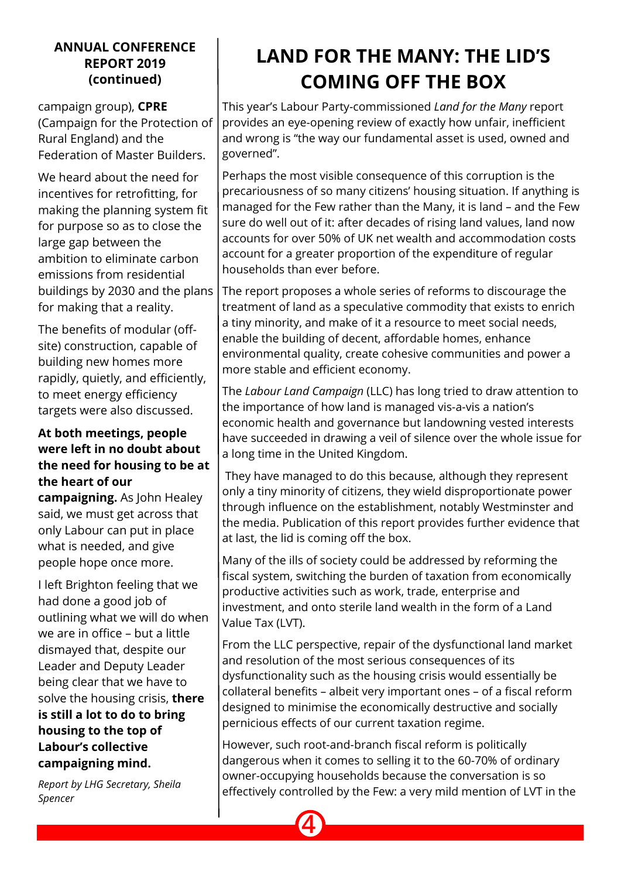## ANNUAL CONFERENCE REPORT 2019 (continued)

campaign group), **CPRE** (Campaign for the Protection of Rural England) and the Federation of Master Builders.

We heard about the need for incentives for retrofitting, for making the planning system fit for purpose so as to close the large gap between the ambition to eliminate carbon emissions from residential buildings by 2030 and the plans for making that a reality.

The benefits of modular (off-site) construction, capable of building new homes more rapidly, quietly, and efficiently, to meet energy efficiency targets were also discussed.

**At both meetings, people were left in no doubt about the need for housing to be at the heart of our campaigning.** As John Healey said, we must get across that only Labour can put in place what is needed, and give people hope once more.

I left Brighton feeling that we had done a good job of outlining what we will do when we are in office – but a little dismayed that, despite our Leader and Deputy Leader being clear that we have to solve the housing crisis, **there is still a lot to do to bring housing to the top of Labour's collective campaigning mind.**

*Report by LHG Secretary, Sheila Spencer*

# LAND FOR THE MANY: THE LID'S COMING OFF THE BOX

This year's Labour Party-commissioned *Land for the Many* report provides an eye-opening review of exactly how unfair, inefficient and wrong is "the way our fundamental asset is used, owned and governed".

Perhaps the most visible consequence of this corruption is the precariousness of so many citizens' housing situation. If anything is managed for the Few rather than the Many, it is land – and the Few sure do well out of it: after decades of rising land values, land now accounts for over 50% of UK net wealth and accommodation costs account for a greater proportion of the expenditure of regular households than ever before.

The report proposes a whole series of reforms to discourage the treatment of land as a speculative commodity that exists to enrich a tiny minority, and make of it a resource to meet social needs, enable the building of decent, affordable homes, enhance environmental quality, create cohesive communities and power a more stable and efficient economy.

The *Labour Land Campaign* (LLC) has long tried to draw attention to the importance of how land is managed vis-a-vis a nation's economic health and governance but landowning vested interests have succeeded in drawing a veil of silence over the whole issue for a long time in the United Kingdom.

They have managed to do this because, although they represent only a tiny minority of citizens, they wield disproportionate power through influence on the establishment, notably Westminster and the media. Publication of this report provides further evidence that at last, the lid is coming off the box.

Many of the ills of society could be addressed by reforming the fiscal system, switching the burden of taxation from economically productive activities such as work, trade, enterprise and investment, and onto sterile land wealth in the form of a Land Value Tax (LVT).

From the LLC perspective, repair of the dysfunctional land market and resolution of the most serious consequences of its dysfunctionality such as the housing crisis would essentially be collateral benefits – albeit very important ones – of a fiscal reform designed to minimise the economically destructive and socially pernicious effects of our current taxation regime.

However, such root-and-branch fiscal reform is politically dangerous when it comes to selling it to the 60-70% of ordinary owner-occupying households because the conversation is so effectively controlled by the Few: a very mild mention of LVT in the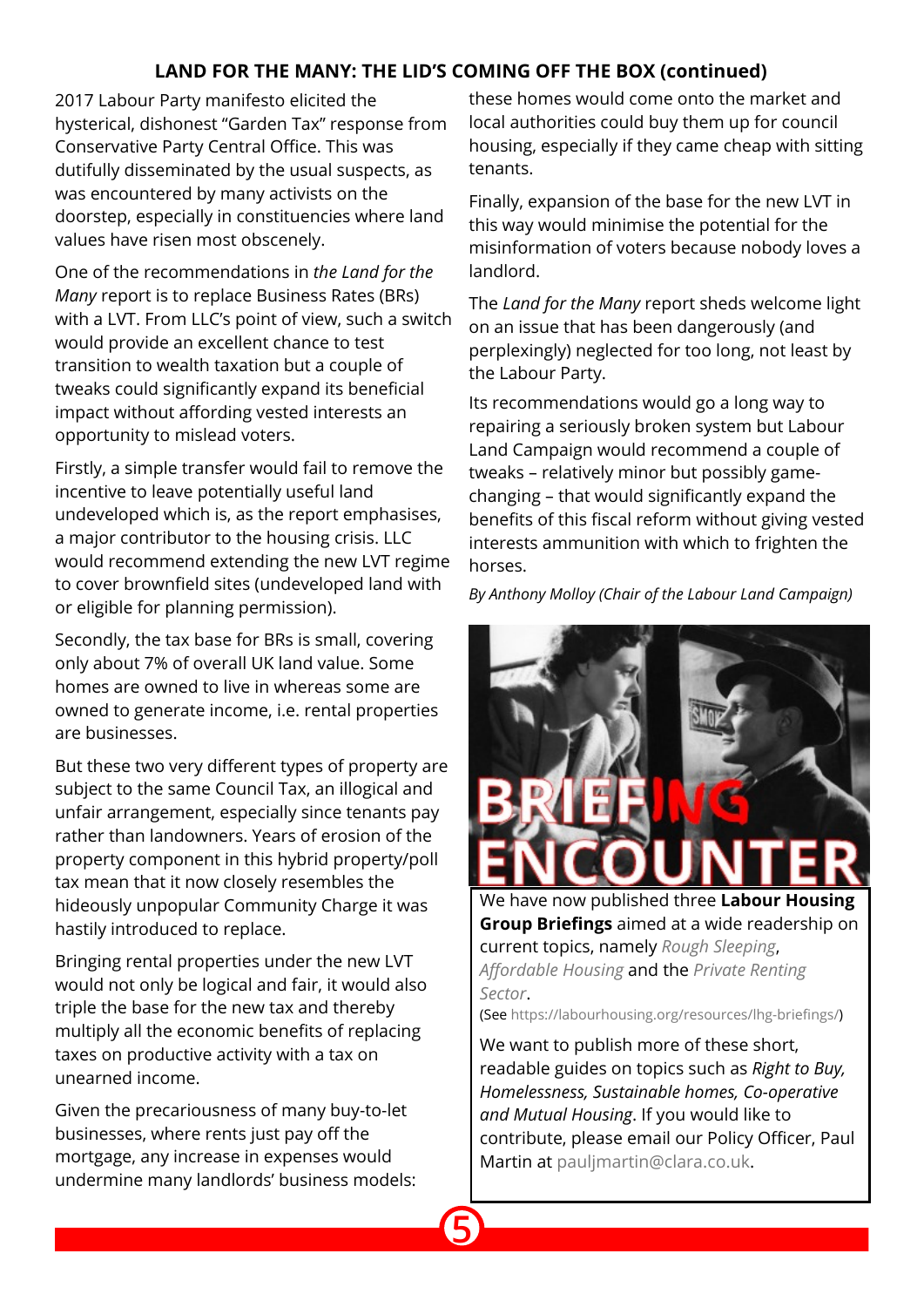## LAND FOR THE MANY: THE LID'S COMING OFF THE BOX (continued)

2017 Labour Party manifesto elicited the hysterical, dishonest "Garden Tax" response from Conservative Party Central Office. This was dutifully disseminated by the usual suspects, as was encountered by many activists on the doorstep, especially in constituencies where land values have risen most obscenely.

One of the recommendations in *the Land for the Many* report is to replace Business Rates (BRs) with a LVT. From LLC's point of view, such a switch would provide an excellent chance to test transition to wealth taxation but a couple of tweaks could significantly expand its beneficial impact without affording vested interests an opportunity to mislead voters.

Firstly, a simple transfer would fail to remove the incentive to leave potentially useful land undeveloped which is, as the report emphasises, a major contributor to the housing crisis. LLC would recommend extending the new LVT regime to cover brownfield sites (undeveloped land with or eligible for planning permission).

Secondly, the tax base for BRs is small, covering only about 7% of overall UK land value. Some homes are owned to live in whereas some are owned to generate income, i.e. rental properties are businesses.

But these two very different types of property are subject to the same Council Tax, an illogical and unfair arrangement, especially since tenants pay rather than landowners. Years of erosion of the property component in this hybrid property/poll tax mean that it now closely resembles the hideously unpopular Community Charge it was hastily introduced to replace.

Bringing rental properties under the new LVT would not only be logical and fair, it would also triple the base for the new tax and thereby multiply all the economic benefits of replacing taxes on productive activity with a tax on unearned income.

Given the precariousness of many buy-to-let businesses, where rents just pay off the mortgage, any increase in expenses would undermine many landlords' business models: these homes would come onto the market and local authorities could buy them up for council housing, especially if they came cheap with sitting tenants.

Finally, expansion of the base for the new LVT in this way would minimise the potential for the misinformation of voters because nobody loves a landlord.

The *Land for the Many* report sheds welcome light on an issue that has been dangerously (and perplexingly) neglected for too long, not least by the Labour Party.

Its recommendations would go a long way to repairing a seriously broken system but Labour Land Campaign would recommend a couple of tweaks – relatively minor but possibly game-changing – that would significantly expand the benefits of this fiscal reform without giving vested interests ammunition with which to frighten the horses.

*By Anthony Molloy (Chair of the Labour Land Campaign)*

## BRIEFING ENCOUNTER

We have now published three **Labour Housing Group Briefings** aimed at a wide readership on current topics, namely *Rough Sleeping*, *Affordable Housing* and the *Private Renting Sector*.

(See https://labourhousing.org/resources/lhg-briefings/)

We want to publish more of these short, readable guides on topics such as *Right to Buy, Homelessness, Sustainable homes, Co-operative and Mutual Housing*. If you would like to contribute, please email our Policy Officer, Paul Martin at pauljmartin@clara.co.uk.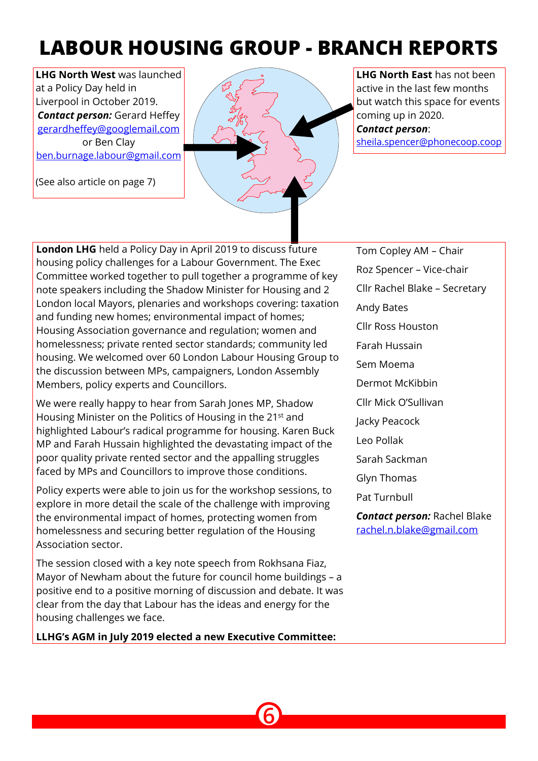# LABOUR HOUSING GROUP - BRANCH REPORTS

**LHG North West** was launched at a Policy Day held in Liverpool in October 2019.
***Contact person:*** Gerard Heffey
gerardheffey@googlemail.com
or Ben Clay
ben.burnage.labour@gmail.com

(See also article on page 7)

**LHG North East** has not been active in the last few months but watch this space for events coming up in 2020.
***Contact person***:
sheila.spencer@phonecoop.coop

**London LHG** held a Policy Day in April 2019 to discuss future housing policy challenges for a Labour Government. The Exec Committee worked together to pull together a programme of key note speakers including the Shadow Minister for Housing and 2 London local Mayors, plenaries and workshops covering: taxation and funding new homes; environmental impact of homes; Housing Association governance and regulation; women and homelessness; private rented sector standards; community led housing. We welcomed over 60 London Labour Housing Group to the discussion between MPs, campaigners, London Assembly Members, policy experts and Councillors.

We were really happy to hear from Sarah Jones MP, Shadow Housing Minister on the Politics of Housing in the 21st and highlighted Labour's radical programme for housing. Karen Buck MP and Farah Hussain highlighted the devastating impact of the poor quality private rented sector and the appalling struggles faced by MPs and Councillors to improve those conditions.

Policy experts were able to join us for the workshop sessions, to explore in more detail the scale of the challenge with improving the environmental impact of homes, protecting women from homelessness and securing better regulation of the Housing Association sector.

The session closed with a key note speech from Rokhsana Fiaz, Mayor of Newham about the future for council home buildings – a positive end to a positive morning of discussion and debate. It was clear from the day that Labour has the ideas and energy for the housing challenges we face.

**LLHG's AGM in July 2019 elected a new Executive Committee:**

Tom Copley AM – Chair
Roz Spencer – Vice-chair
Cllr Rachel Blake – Secretary
Andy Bates
Cllr Ross Houston
Farah Hussain
Sem Moema
Dermot McKibbin
Cllr Mick O'Sullivan
Jacky Peacock
Leo Pollak
Sarah Sackman
Glyn Thomas
Pat Turnbull

***Contact person:*** Rachel Blake
rachel.n.blake@gmail.com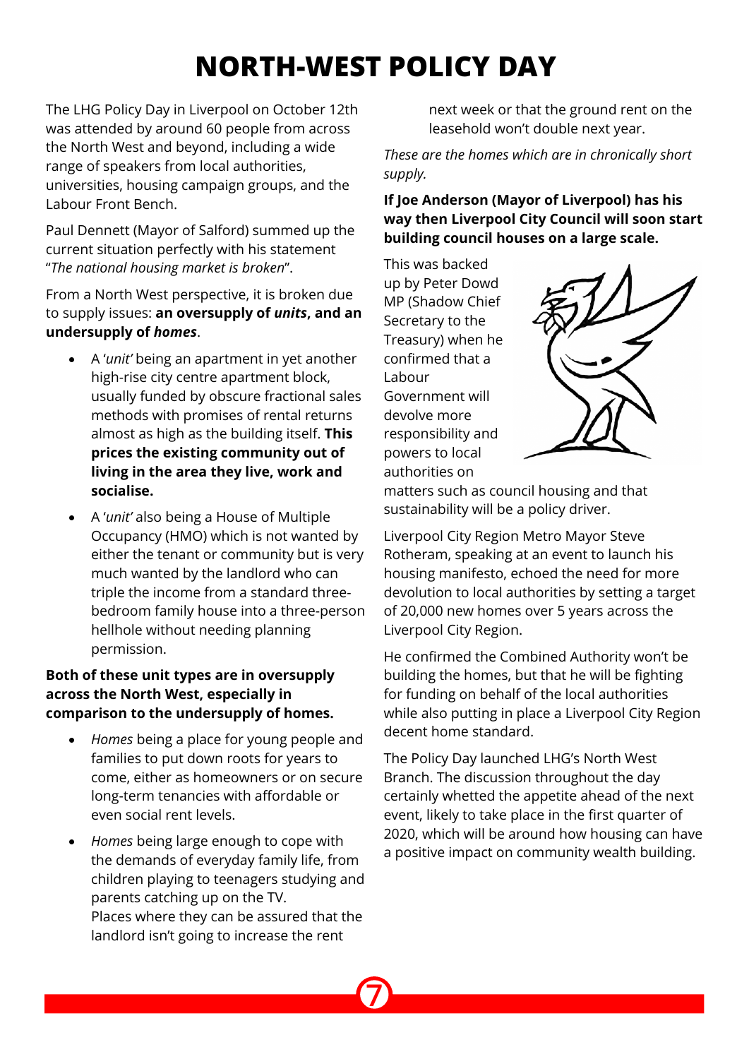# NORTH-WEST POLICY DAY

The LHG Policy Day in Liverpool on October 12th was attended by around 60 people from across the North West and beyond, including a wide range of speakers from local authorities, universities, housing campaign groups, and the Labour Front Bench.

Paul Dennett (Mayor of Salford) summed up the current situation perfectly with his statement "*The national housing market is broken*".

From a North West perspective, it is broken due to supply issues: **an oversupply of *units*, and an undersupply of *homes***.

- A '*unit'* being an apartment in yet another high-rise city centre apartment block, usually funded by obscure fractional sales methods with promises of rental returns almost as high as the building itself. **This prices the existing community out of living in the area they live, work and socialise.**
- A '*unit'* also being a House of Multiple Occupancy (HMO) which is not wanted by either the tenant or community but is very much wanted by the landlord who can triple the income from a standard three-bedroom family house into a three-person hellhole without needing planning permission.

**Both of these unit types are in oversupply across the North West, especially in comparison to the undersupply of homes.**

- *Homes* being a place for young people and families to put down roots for years to come, either as homeowners or on secure long-term tenancies with affordable or even social rent levels.
- *Homes* being large enough to cope with the demands of everyday family life, from children playing to teenagers studying and parents catching up on the TV.
  Places where they can be assured that the landlord isn't going to increase the rent next week or that the ground rent on the leasehold won't double next year.

*These are the homes which are in chronically short supply.*

**If Joe Anderson (Mayor of Liverpool) has his way then Liverpool City Council will soon start building council houses on a large scale.**

This was backed up by Peter Dowd MP (Shadow Chief Secretary to the Treasury) when he confirmed that a Labour Government will devolve more responsibility and powers to local authorities on matters such as council housing and that sustainability will be a policy driver.

Liverpool City Region Metro Mayor Steve Rotheram, speaking at an event to launch his housing manifesto, echoed the need for more devolution to local authorities by setting a target of 20,000 new homes over 5 years across the Liverpool City Region.

He confirmed the Combined Authority won't be building the homes, but that he will be fighting for funding on behalf of the local authorities while also putting in place a Liverpool City Region decent home standard.

The Policy Day launched LHG's North West Branch. The discussion throughout the day certainly whetted the appetite ahead of the next event, likely to take place in the first quarter of 2020, which will be around how housing can have a positive impact on community wealth building.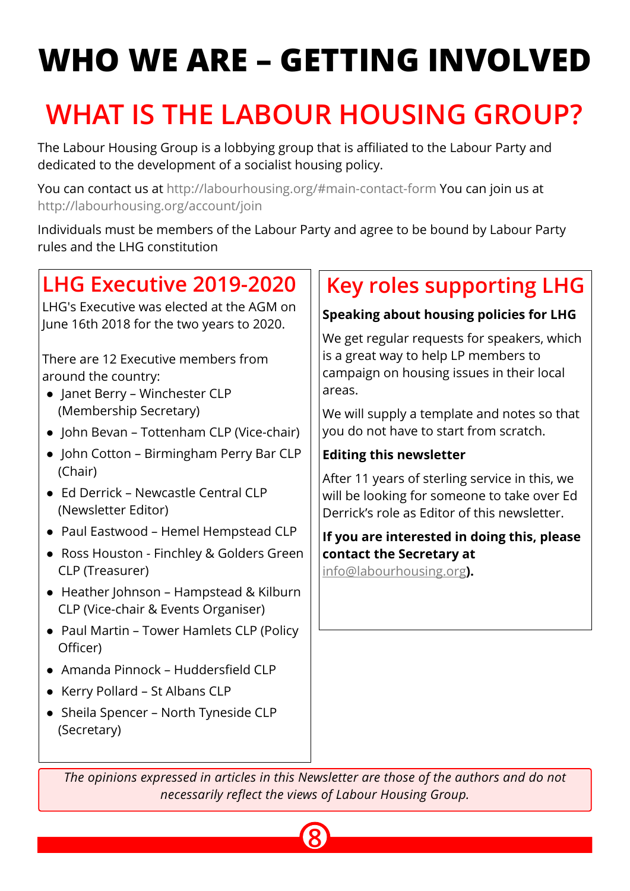# WHO WE ARE – GETTING INVOLVED

## WHAT IS THE LABOUR HOUSING GROUP?

The Labour Housing Group is a lobbying group that is affiliated to the Labour Party and dedicated to the development of a socialist housing policy.

You can contact us at http://labourhousing.org/#main-contact-form You can join us at http://labourhousing.org/account/join

Individuals must be members of the Labour Party and agree to be bound by Labour Party rules and the LHG constitution

### LHG Executive 2019-2020

LHG's Executive was elected at the AGM on June 16th 2018 for the two years to 2020.

There are 12 Executive members from around the country:

- Janet Berry – Winchester CLP (Membership Secretary)
- John Bevan – Tottenham CLP (Vice-chair)
- John Cotton – Birmingham Perry Bar CLP (Chair)
- Ed Derrick – Newcastle Central CLP (Newsletter Editor)
- Paul Eastwood – Hemel Hempstead CLP
- Ross Houston - Finchley & Golders Green CLP (Treasurer)
- Heather Johnson – Hampstead & Kilburn CLP (Vice-chair & Events Organiser)
- Paul Martin – Tower Hamlets CLP (Policy Officer)
- Amanda Pinnock – Huddersfield CLP
- Kerry Pollard – St Albans CLP
- Sheila Spencer – North Tyneside CLP (Secretary)

### Key roles supporting LHG

**Speaking about housing policies for LHG**

We get regular requests for speakers, which is a great way to help LP members to campaign on housing issues in their local areas.

We will supply a template and notes so that you do not have to start from scratch.

**Editing this newsletter**

After 11 years of sterling service in this, we will be looking for someone to take over Ed Derrick's role as Editor of this newsletter.

**If you are interested in doing this, please contact the Secretary at** info@labourhousing.org**).**

*The opinions expressed in articles in this Newsletter are those of the authors and do not necessarily reflect the views of Labour Housing Group.*